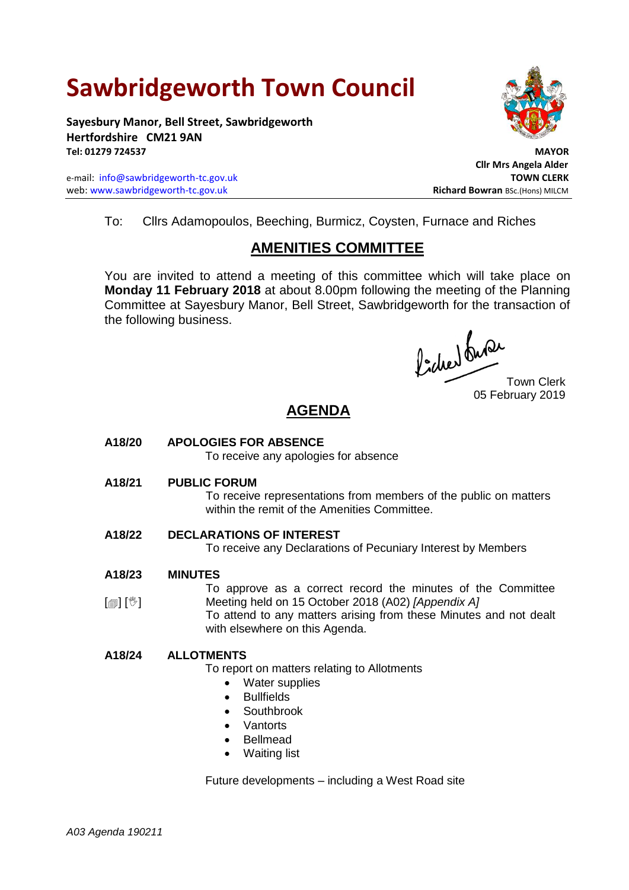# Sawbridgeworth Town Council

**Sayesbury Manor, Bell Street, Sawbridgeworth**
**Hertfordshire CM21 9AN**
**Tel: 01279 724537**

e-mail: info@sawbridgeworth-tc.gov.uk
web: www.sawbridgeworth-tc.gov.uk

**MAYOR**
**Cllr Mrs Angela Alder**
**TOWN CLERK**
**Richard Bowran** BSc.(Hons) MILCM

To: Cllrs Adamopoulos, Beeching, Burmicz, Coysten, Furnace and Riches

## AMENITIES COMMITTEE

You are invited to attend a meeting of this committee which will take place on **Monday 11 February 2018** at about 8.00pm following the meeting of the Planning Committee at Sayesbury Manor, Bell Street, Sawbridgeworth for the transaction of the following business.

Town Clerk
05 February 2019

## AGENDA

**A18/20 APOLOGIES FOR ABSENCE**
To receive any apologies for absence

**A18/21 PUBLIC FORUM**
To receive representations from members of the public on matters within the remit of the Amenities Committee.

**A18/22 DECLARATIONS OF INTEREST**
To receive any Declarations of Pecuniary Interest by Members

**A18/23 MINUTES**
[🗐] [🖑] To approve as a correct record the minutes of the Committee Meeting held on 15 October 2018 (A02) *[Appendix A]*
To attend to any matters arising from these Minutes and not dealt with elsewhere on this Agenda.

**A18/24 ALLOTMENTS**
To report on matters relating to Allotments

- Water supplies
- Bullfields
- Southbrook
- Vantorts
- Bellmead
- Waiting list

Future developments – including a West Road site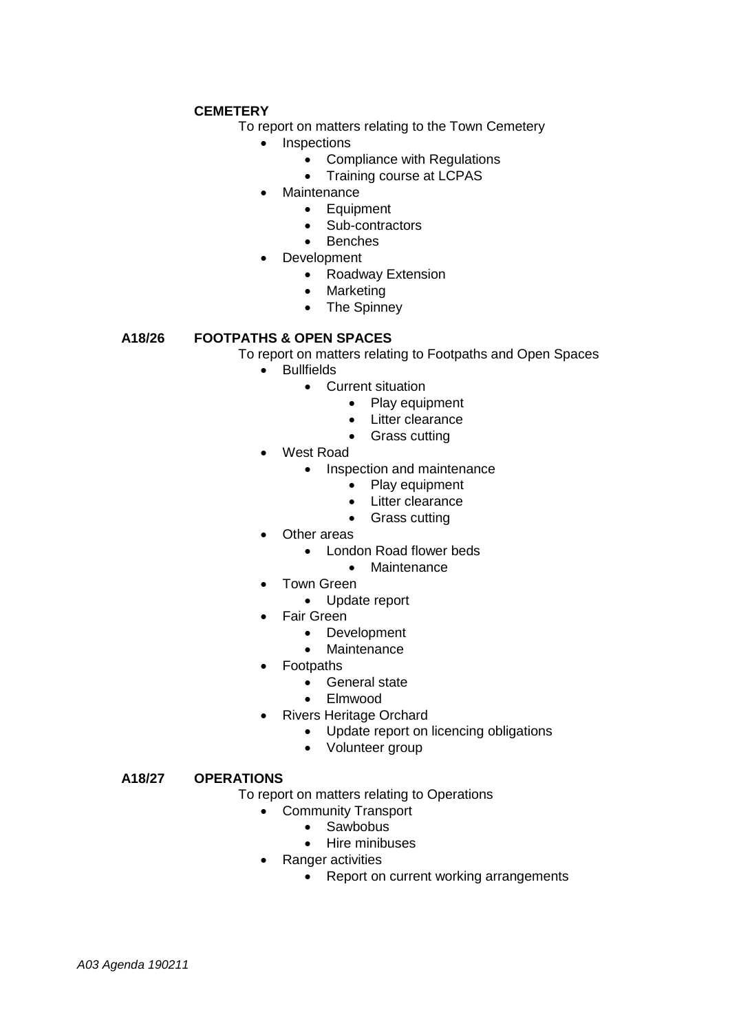**CEMETERY**

To report on matters relating to the Town Cemetery

- Inspections
  - Compliance with Regulations
  - Training course at LCPAS
- Maintenance
  - Equipment
  - Sub-contractors
  - Benches
- Development
  - Roadway Extension
  - Marketing
  - The Spinney

**A18/26 FOOTPATHS & OPEN SPACES**

To report on matters relating to Footpaths and Open Spaces

- Bullfields
  - Current situation
    - Play equipment
    - Litter clearance
    - Grass cutting
- West Road
  - Inspection and maintenance
    - Play equipment
    - Litter clearance
    - Grass cutting
- Other areas
  - London Road flower beds
    - Maintenance
- Town Green
  - Update report
- Fair Green
  - Development
  - Maintenance
- Footpaths
  - General state
  - Elmwood
- Rivers Heritage Orchard
  - Update report on licencing obligations
  - Volunteer group

**A18/27 OPERATIONS**

To report on matters relating to Operations

- Community Transport
  - Sawbobus
  - Hire minibuses
- Ranger activities
  - Report on current working arrangements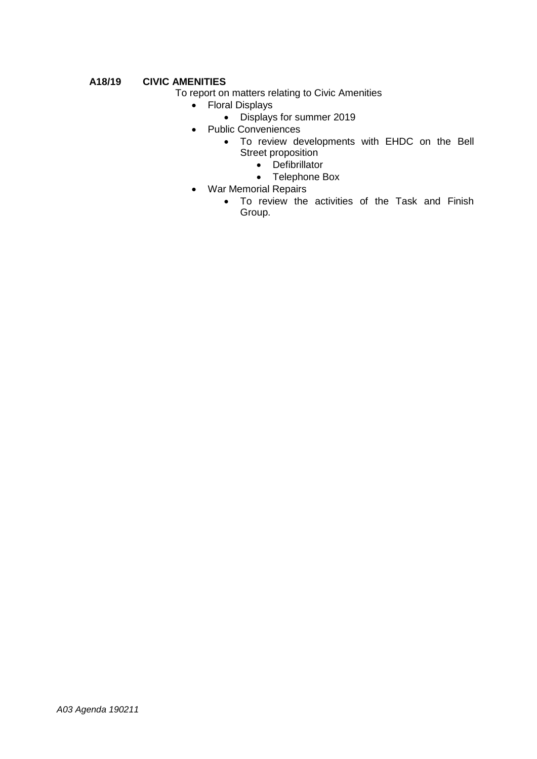**A18/19 CIVIC AMENITIES**

To report on matters relating to Civic Amenities

- Floral Displays
  - Displays for summer 2019
- Public Conveniences
  - To review developments with EHDC on the Bell Street proposition
    - Defibrillator
    - Telephone Box
- War Memorial Repairs
  - To review the activities of the Task and Finish Group.